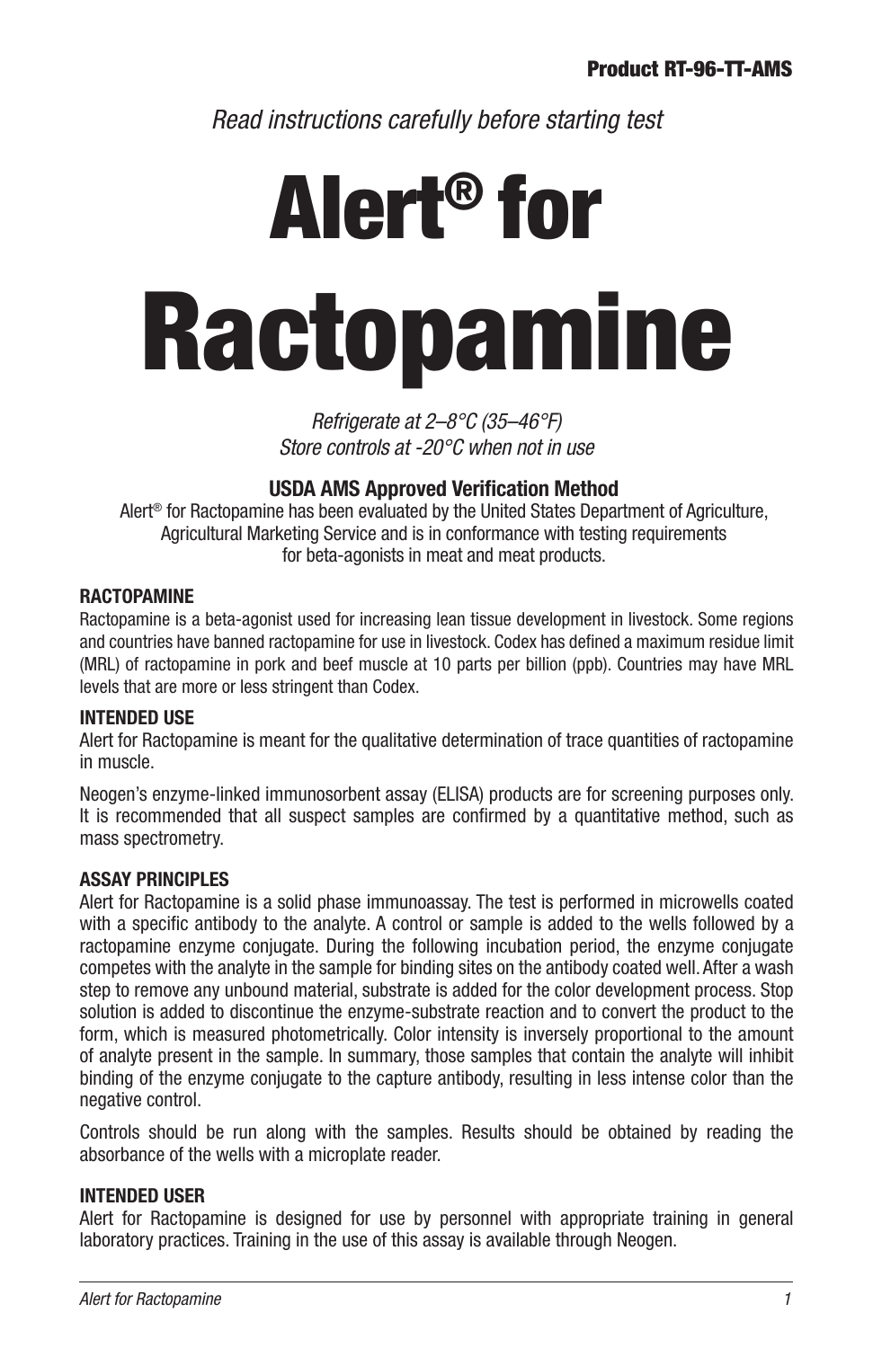**Product RT-96-TT-AMS**

*Read instructions carefully before starting test*

# Alert® for Ractopamine

*Refrigerate at 2–8°C (35–46°F)*
*Store controls at -20°C when not in use*

**USDA AMS Approved Verification Method**

Alert® for Ractopamine has been evaluated by the United States Department of Agriculture, Agricultural Marketing Service and is in conformance with testing requirements for beta-agonists in meat and meat products.

## RACTOPAMINE

Ractopamine is a beta-agonist used for increasing lean tissue development in livestock. Some regions and countries have banned ractopamine for use in livestock. Codex has defined a maximum residue limit (MRL) of ractopamine in pork and beef muscle at 10 parts per billion (ppb). Countries may have MRL levels that are more or less stringent than Codex.

## INTENDED USE

Alert for Ractopamine is meant for the qualitative determination of trace quantities of ractopamine in muscle.

Neogen's enzyme-linked immunosorbent assay (ELISA) products are for screening purposes only. It is recommended that all suspect samples are confirmed by a quantitative method, such as mass spectrometry.

## ASSAY PRINCIPLES

Alert for Ractopamine is a solid phase immunoassay. The test is performed in microwells coated with a specific antibody to the analyte. A control or sample is added to the wells followed by a ractopamine enzyme conjugate. During the following incubation period, the enzyme conjugate competes with the analyte in the sample for binding sites on the antibody coated well. After a wash step to remove any unbound material, substrate is added for the color development process. Stop solution is added to discontinue the enzyme-substrate reaction and to convert the product to the form, which is measured photometrically. Color intensity is inversely proportional to the amount of analyte present in the sample. In summary, those samples that contain the analyte will inhibit binding of the enzyme conjugate to the capture antibody, resulting in less intense color than the negative control.

Controls should be run along with the samples. Results should be obtained by reading the absorbance of the wells with a microplate reader.

## INTENDED USER

Alert for Ractopamine is designed for use by personnel with appropriate training in general laboratory practices. Training in the use of this assay is available through Neogen.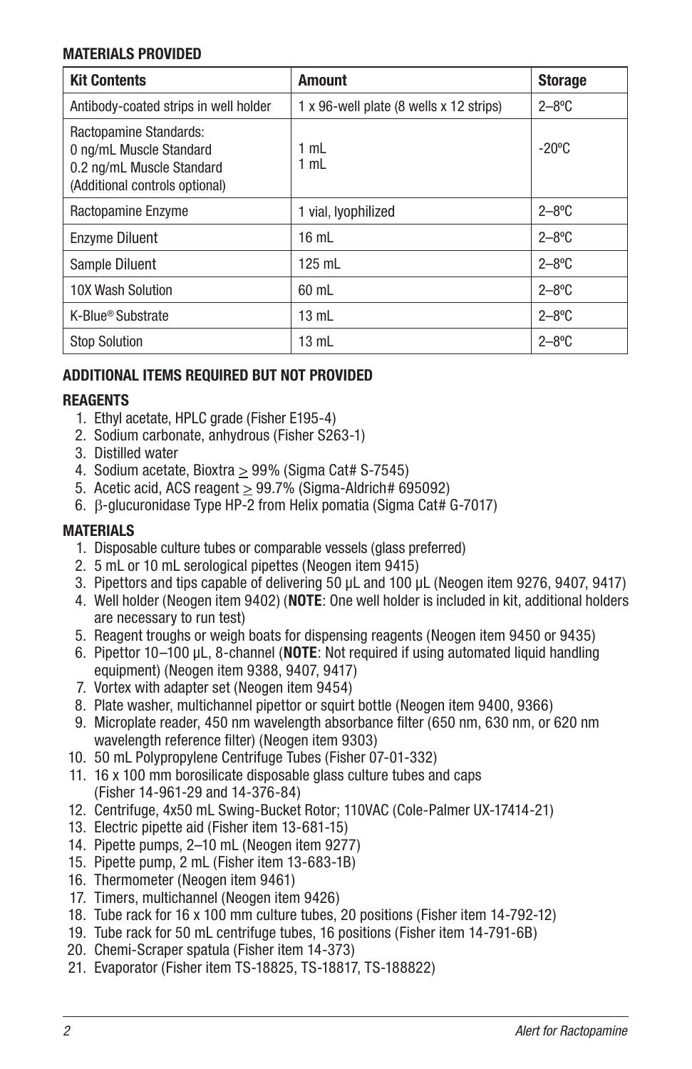### MATERIALS PROVIDED

| Kit Contents | Amount | Storage |
|---|---|---|
| Antibody-coated strips in well holder | 1 x 96-well plate (8 wells x 12 strips) | 2–8ºC |
| Ractopamine Standards:<br>0 ng/mL Muscle Standard<br>0.2 ng/mL Muscle Standard<br>(Additional controls optional) | 1 mL<br>1 mL | -20ºC |
| Ractopamine Enzyme | 1 vial, lyophilized | 2–8ºC |
| Enzyme Diluent | 16 mL | 2–8ºC |
| Sample Diluent | 125 mL | 2–8ºC |
| 10X Wash Solution | 60 mL | 2–8ºC |
| K-Blue® Substrate | 13 mL | 2–8ºC |
| Stop Solution | 13 mL | 2–8ºC |

### ADDITIONAL ITEMS REQUIRED BUT NOT PROVIDED

#### REAGENTS

1. Ethyl acetate, HPLC grade (Fisher E195-4)
2. Sodium carbonate, anhydrous (Fisher S263-1)
3. Distilled water
4. Sodium acetate, Bioxtra $\geq$ 99% (Sigma Cat# S-7545)
5. Acetic acid, ACS reagent $\geq$ 99.7% (Sigma-Aldrich# 695092)
6. $\beta$-glucuronidase Type HP-2 from Helix pomatia (Sigma Cat# G-7017)

#### MATERIALS

1. Disposable culture tubes or comparable vessels (glass preferred)
2. 5 mL or 10 mL serological pipettes (Neogen item 9415)
3. Pipettors and tips capable of delivering 50 µL and 100 µL (Neogen item 9276, 9407, 9417)
4. Well holder (Neogen item 9402) (**NOTE**: One well holder is included in kit, additional holders are necessary to run test)
5. Reagent troughs or weigh boats for dispensing reagents (Neogen item 9450 or 9435)
6. Pipettor 10–100 µL, 8-channel (**NOTE**: Not required if using automated liquid handling equipment) (Neogen item 9388, 9407, 9417)
7. Vortex with adapter set (Neogen item 9454)
8. Plate washer, multichannel pipettor or squirt bottle (Neogen item 9400, 9366)
9. Microplate reader, 450 nm wavelength absorbance filter (650 nm, 630 nm, or 620 nm wavelength reference filter) (Neogen item 9303)
10. 50 mL Polypropylene Centrifuge Tubes (Fisher 07-01-332)
11. 16 x 100 mm borosilicate disposable glass culture tubes and caps (Fisher 14-961-29 and 14-376-84)
12. Centrifuge, 4x50 mL Swing-Bucket Rotor; 110VAC (Cole-Palmer UX-17414-21)
13. Electric pipette aid (Fisher item 13-681-15)
14. Pipette pumps, 2–10 mL (Neogen item 9277)
15. Pipette pump, 2 mL (Fisher item 13-683-1B)
16. Thermometer (Neogen item 9461)
17. Timers, multichannel (Neogen item 9426)
18. Tube rack for 16 x 100 mm culture tubes, 20 positions (Fisher item 14-792-12)
19. Tube rack for 50 mL centrifuge tubes, 16 positions (Fisher item 14-791-6B)
20. Chemi-Scraper spatula (Fisher item 14-373)
21. Evaporator (Fisher item TS-18825, TS-18817, TS-188822)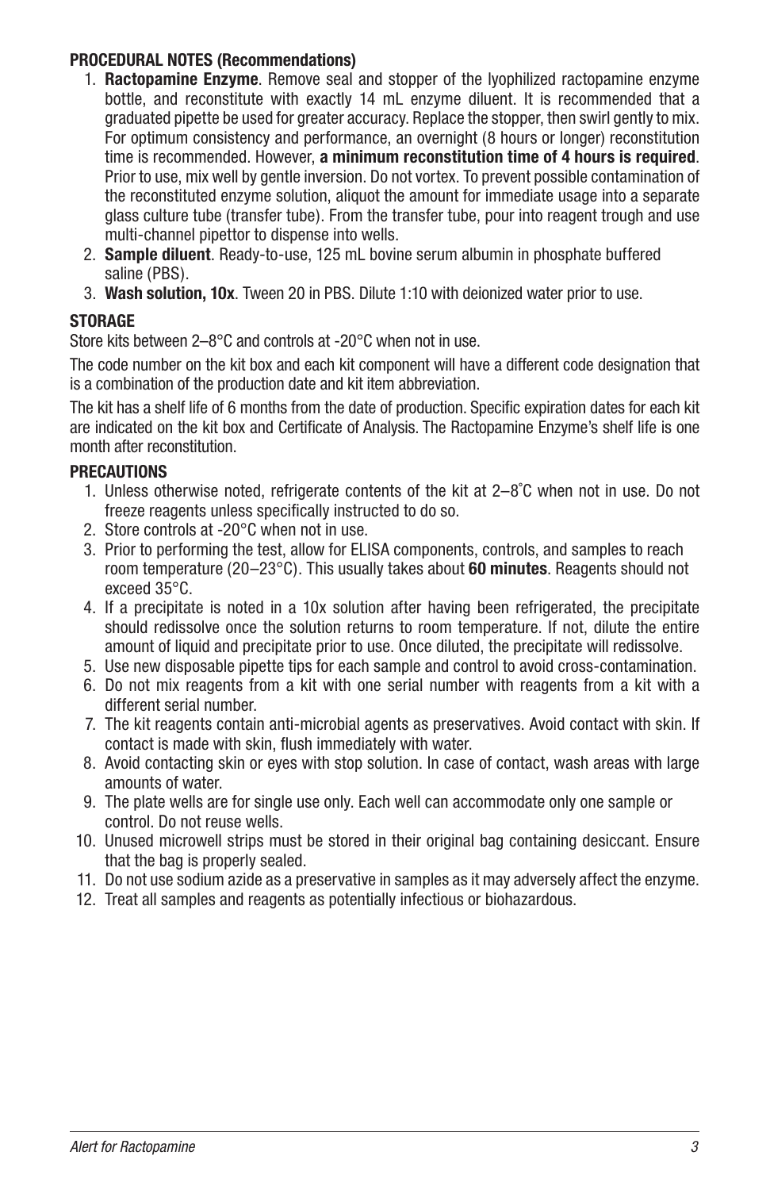## PROCEDURAL NOTES (Recommendations)

1. **Ractopamine Enzyme**. Remove seal and stopper of the lyophilized ractopamine enzyme bottle, and reconstitute with exactly 14 mL enzyme diluent. It is recommended that a graduated pipette be used for greater accuracy. Replace the stopper, then swirl gently to mix. For optimum consistency and performance, an overnight (8 hours or longer) reconstitution time is recommended. However, **a minimum reconstitution time of 4 hours is required**. Prior to use, mix well by gentle inversion. Do not vortex. To prevent possible contamination of the reconstituted enzyme solution, aliquot the amount for immediate usage into a separate glass culture tube (transfer tube). From the transfer tube, pour into reagent trough and use multi-channel pipettor to dispense into wells.
2. **Sample diluent**. Ready-to-use, 125 mL bovine serum albumin in phosphate buffered saline (PBS).
3. **Wash solution, 10x**. Tween 20 in PBS. Dilute 1:10 with deionized water prior to use.

## STORAGE

Store kits between 2–8°C and controls at -20°C when not in use.

The code number on the kit box and each kit component will have a different code designation that is a combination of the production date and kit item abbreviation.

The kit has a shelf life of 6 months from the date of production. Specific expiration dates for each kit are indicated on the kit box and Certificate of Analysis. The Ractopamine Enzyme's shelf life is one month after reconstitution.

## PRECAUTIONS

1. Unless otherwise noted, refrigerate contents of the kit at 2–8˚C when not in use. Do not freeze reagents unless specifically instructed to do so.
2. Store controls at -20°C when not in use.
3. Prior to performing the test, allow for ELISA components, controls, and samples to reach room temperature (20–23°C). This usually takes about **60 minutes**. Reagents should not exceed 35°C.
4. If a precipitate is noted in a 10x solution after having been refrigerated, the precipitate should redissolve once the solution returns to room temperature. If not, dilute the entire amount of liquid and precipitate prior to use. Once diluted, the precipitate will redissolve.
5. Use new disposable pipette tips for each sample and control to avoid cross-contamination.
6. Do not mix reagents from a kit with one serial number with reagents from a kit with a different serial number.
7. The kit reagents contain anti-microbial agents as preservatives. Avoid contact with skin. If contact is made with skin, flush immediately with water.
8. Avoid contacting skin or eyes with stop solution. In case of contact, wash areas with large amounts of water.
9. The plate wells are for single use only. Each well can accommodate only one sample or control. Do not reuse wells.
10. Unused microwell strips must be stored in their original bag containing desiccant. Ensure that the bag is properly sealed.
11. Do not use sodium azide as a preservative in samples as it may adversely affect the enzyme.
12. Treat all samples and reagents as potentially infectious or biohazardous.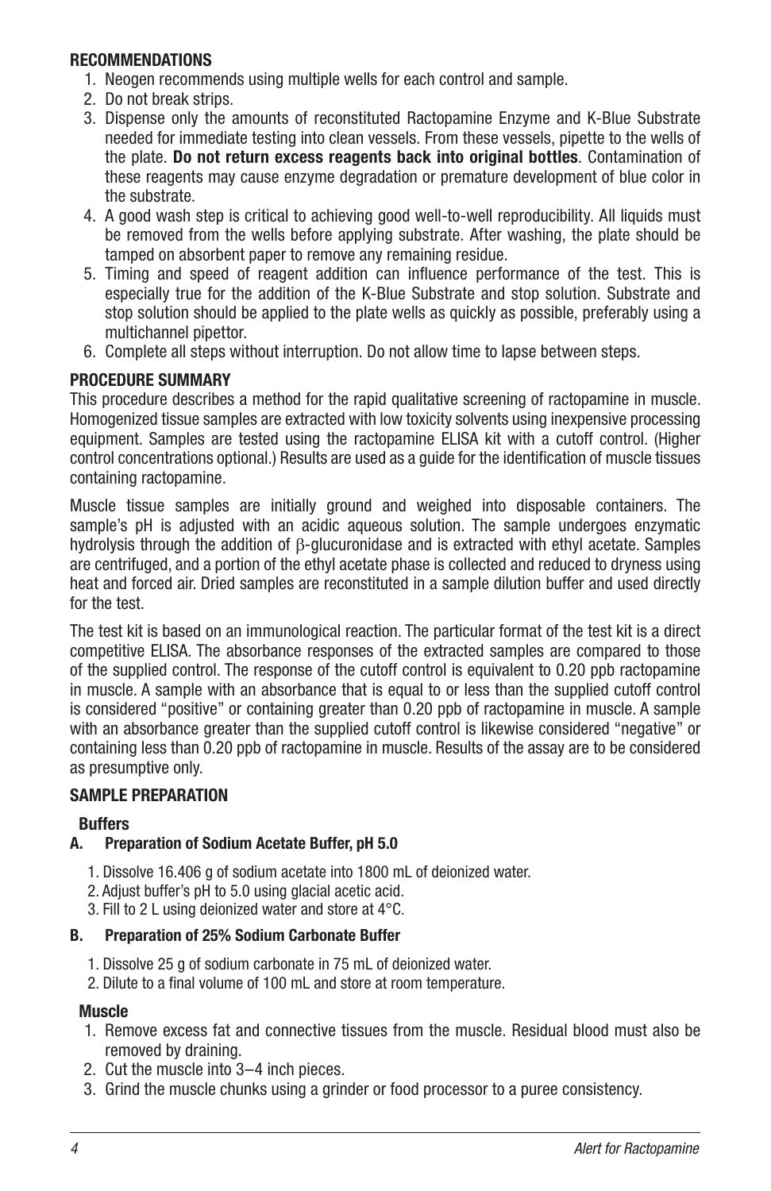## RECOMMENDATIONS

1. Neogen recommends using multiple wells for each control and sample.
2. Do not break strips.
3. Dispense only the amounts of reconstituted Ractopamine Enzyme and K-Blue Substrate needed for immediate testing into clean vessels. From these vessels, pipette to the wells of the plate. **Do not return excess reagents back into original bottles**. Contamination of these reagents may cause enzyme degradation or premature development of blue color in the substrate.
4. A good wash step is critical to achieving good well-to-well reproducibility. All liquids must be removed from the wells before applying substrate. After washing, the plate should be tamped on absorbent paper to remove any remaining residue.
5. Timing and speed of reagent addition can influence performance of the test. This is especially true for the addition of the K-Blue Substrate and stop solution. Substrate and stop solution should be applied to the plate wells as quickly as possible, preferably using a multichannel pipettor.
6. Complete all steps without interruption. Do not allow time to lapse between steps.

## PROCEDURE SUMMARY

This procedure describes a method for the rapid qualitative screening of ractopamine in muscle. Homogenized tissue samples are extracted with low toxicity solvents using inexpensive processing equipment. Samples are tested using the ractopamine ELISA kit with a cutoff control. (Higher control concentrations optional.) Results are used as a guide for the identification of muscle tissues containing ractopamine.

Muscle tissue samples are initially ground and weighed into disposable containers. The sample's pH is adjusted with an acidic aqueous solution. The sample undergoes enzymatic hydrolysis through the addition of $\beta$-glucuronidase and is extracted with ethyl acetate. Samples are centrifuged, and a portion of the ethyl acetate phase is collected and reduced to dryness using heat and forced air. Dried samples are reconstituted in a sample dilution buffer and used directly for the test.

The test kit is based on an immunological reaction. The particular format of the test kit is a direct competitive ELISA. The absorbance responses of the extracted samples are compared to those of the supplied control. The response of the cutoff control is equivalent to 0.20 ppb ractopamine in muscle. A sample with an absorbance that is equal to or less than the supplied cutoff control is considered "positive" or containing greater than 0.20 ppb of ractopamine in muscle. A sample with an absorbance greater than the supplied cutoff control is likewise considered "negative" or containing less than 0.20 ppb of ractopamine in muscle. Results of the assay are to be considered as presumptive only.

## SAMPLE PREPARATION

### Buffers

#### A. Preparation of Sodium Acetate Buffer, pH 5.0

1. Dissolve 16.406 g of sodium acetate into 1800 mL of deionized water.
2. Adjust buffer's pH to 5.0 using glacial acetic acid.
3. Fill to 2 L using deionized water and store at 4°C.

#### B. Preparation of 25% Sodium Carbonate Buffer

1. Dissolve 25 g of sodium carbonate in 75 mL of deionized water.
2. Dilute to a final volume of 100 mL and store at room temperature.

### Muscle

1. Remove excess fat and connective tissues from the muscle. Residual blood must also be removed by draining.
2. Cut the muscle into 3–4 inch pieces.
3. Grind the muscle chunks using a grinder or food processor to a puree consistency.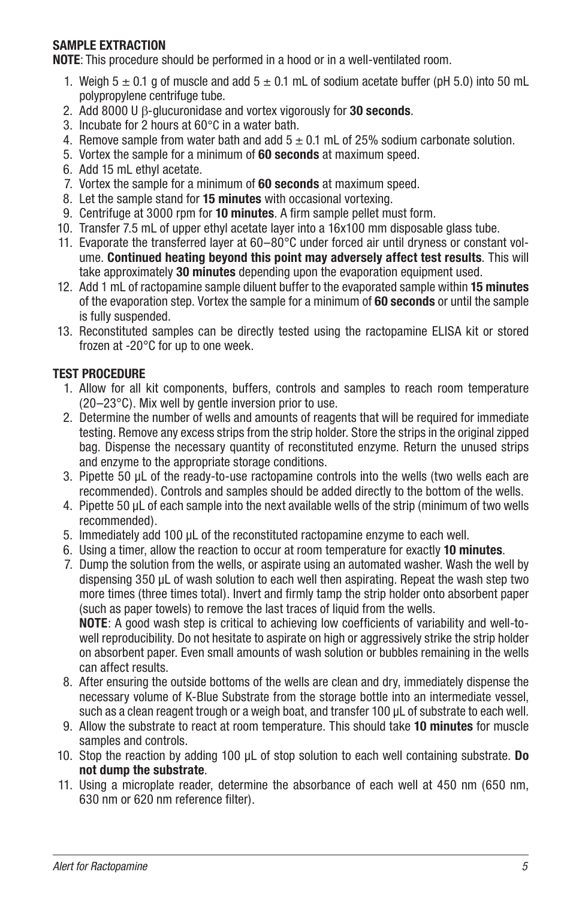## SAMPLE EXTRACTION

**NOTE**: This procedure should be performed in a hood or in a well-ventilated room.

1. Weigh 5 ± 0.1 g of muscle and add 5 ± 0.1 mL of sodium acetate buffer (pH 5.0) into 50 mL polypropylene centrifuge tube.
2. Add 8000 U β-glucuronidase and vortex vigorously for **30 seconds**.
3. Incubate for 2 hours at 60°C in a water bath.
4. Remove sample from water bath and add 5 ± 0.1 mL of 25% sodium carbonate solution.
5. Vortex the sample for a minimum of **60 seconds** at maximum speed.
6. Add 15 mL ethyl acetate.
7. Vortex the sample for a minimum of **60 seconds** at maximum speed.
8. Let the sample stand for **15 minutes** with occasional vortexing.
9. Centrifuge at 3000 rpm for **10 minutes**. A firm sample pellet must form.
10. Transfer 7.5 mL of upper ethyl acetate layer into a 16x100 mm disposable glass tube.
11. Evaporate the transferred layer at 60–80°C under forced air until dryness or constant volume. **Continued heating beyond this point may adversely affect test results**. This will take approximately **30 minutes** depending upon the evaporation equipment used.
12. Add 1 mL of ractopamine sample diluent buffer to the evaporated sample within **15 minutes** of the evaporation step. Vortex the sample for a minimum of **60 seconds** or until the sample is fully suspended.
13. Reconstituted samples can be directly tested using the ractopamine ELISA kit or stored frozen at -20°C for up to one week.

## TEST PROCEDURE

1. Allow for all kit components, buffers, controls and samples to reach room temperature (20–23°C). Mix well by gentle inversion prior to use.
2. Determine the number of wells and amounts of reagents that will be required for immediate testing. Remove any excess strips from the strip holder. Store the strips in the original zipped bag. Dispense the necessary quantity of reconstituted enzyme. Return the unused strips and enzyme to the appropriate storage conditions.
3. Pipette 50 µL of the ready-to-use ractopamine controls into the wells (two wells each are recommended). Controls and samples should be added directly to the bottom of the wells.
4. Pipette 50 µL of each sample into the next available wells of the strip (minimum of two wells recommended).
5. Immediately add 100 µL of the reconstituted ractopamine enzyme to each well.
6. Using a timer, allow the reaction to occur at room temperature for exactly **10 minutes**.
7. Dump the solution from the wells, or aspirate using an automated washer. Wash the well by dispensing 350 µL of wash solution to each well then aspirating. Repeat the wash step two more times (three times total). Invert and firmly tamp the strip holder onto absorbent paper (such as paper towels) to remove the last traces of liquid from the wells.

   **NOTE**: A good wash step is critical to achieving low coefficients of variability and well-to-well reproducibility. Do not hesitate to aspirate on high or aggressively strike the strip holder on absorbent paper. Even small amounts of wash solution or bubbles remaining in the wells can affect results.
8. After ensuring the outside bottoms of the wells are clean and dry, immediately dispense the necessary volume of K-Blue Substrate from the storage bottle into an intermediate vessel, such as a clean reagent trough or a weigh boat, and transfer 100 µL of substrate to each well.
9. Allow the substrate to react at room temperature. This should take **10 minutes** for muscle samples and controls.
10. Stop the reaction by adding 100 µL of stop solution to each well containing substrate. **Do not dump the substrate**.
11. Using a microplate reader, determine the absorbance of each well at 450 nm (650 nm, 630 nm or 620 nm reference filter).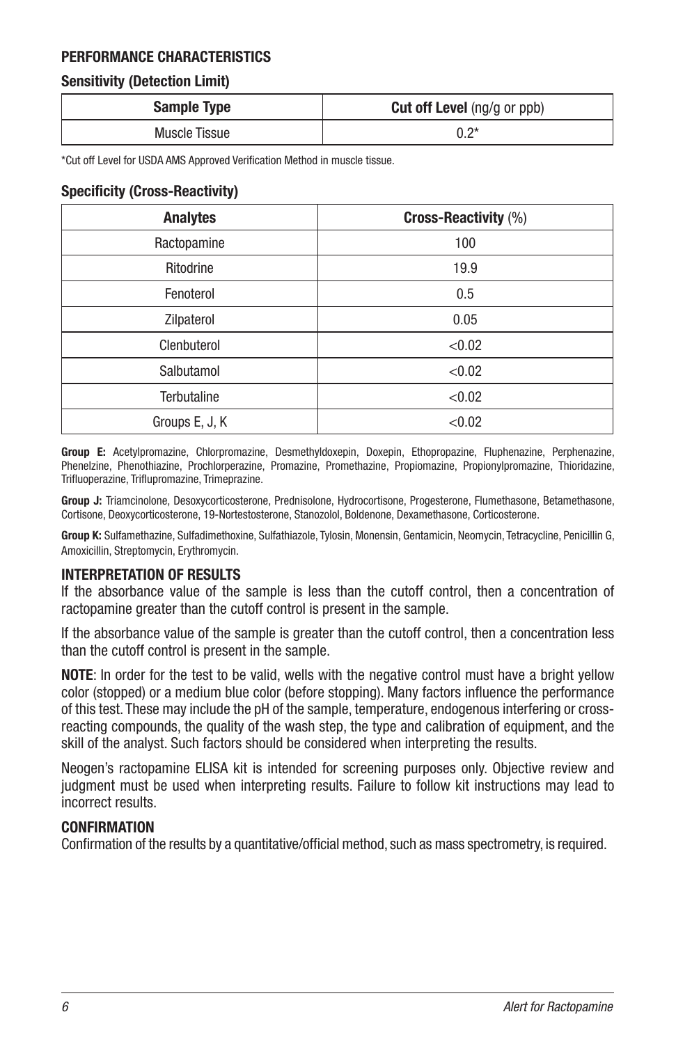## PERFORMANCE CHARACTERISTICS

### Sensitivity (Detection Limit)

| **Sample Type** | **Cut off Level** (ng/g or ppb) |
| --- | --- |
| Muscle Tissue | 0.2* |

*Cut off Level for USDA AMS Approved Verification Method in muscle tissue.

### Specificity (Cross-Reactivity)

| **Analytes** | **Cross-Reactivity** (%) |
| --- | --- |
| Ractopamine | 100 |
| Ritodrine | 19.9 |
| Fenoterol | 0.5 |
| Zilpaterol | 0.05 |
| Clenbuterol | <0.02 |
| Salbutamol | <0.02 |
| Terbutaline | <0.02 |
| Groups E, J, K | <0.02 |

**Group E:** Acetylpromazine, Chlorpromazine, Desmethyldoxepin, Doxepin, Ethopropazine, Fluphenazine, Perphenazine, Phenelzine, Phenothiazine, Prochlorperazine, Promazine, Promethazine, Propiomazine, Propionylpromazine, Thioridazine, Trifluoperazine, Triflupromazine, Trimeprazine.

**Group J:** Triamcinolone, Desoxycorticosterone, Prednisolone, Hydrocortisone, Progesterone, Flumethasone, Betamethasone, Cortisone, Deoxycorticosterone, 19-Nortestosterone, Stanozolol, Boldenone, Dexamethasone, Corticosterone.

**Group K:** Sulfamethazine, Sulfadimethoxine, Sulfathiazole, Tylosin, Monensin, Gentamicin, Neomycin, Tetracycline, Penicillin G, Amoxicillin, Streptomycin, Erythromycin.

## INTERPRETATION OF RESULTS

If the absorbance value of the sample is less than the cutoff control, then a concentration of ractopamine greater than the cutoff control is present in the sample.

If the absorbance value of the sample is greater than the cutoff control, then a concentration less than the cutoff control is present in the sample.

**NOTE**: In order for the test to be valid, wells with the negative control must have a bright yellow color (stopped) or a medium blue color (before stopping). Many factors influence the performance of this test. These may include the pH of the sample, temperature, endogenous interfering or cross-reacting compounds, the quality of the wash step, the type and calibration of equipment, and the skill of the analyst. Such factors should be considered when interpreting the results.

Neogen's ractopamine ELISA kit is intended for screening purposes only. Objective review and judgment must be used when interpreting results. Failure to follow kit instructions may lead to incorrect results.

## CONFIRMATION

Confirmation of the results by a quantitative/official method, such as mass spectrometry, is required.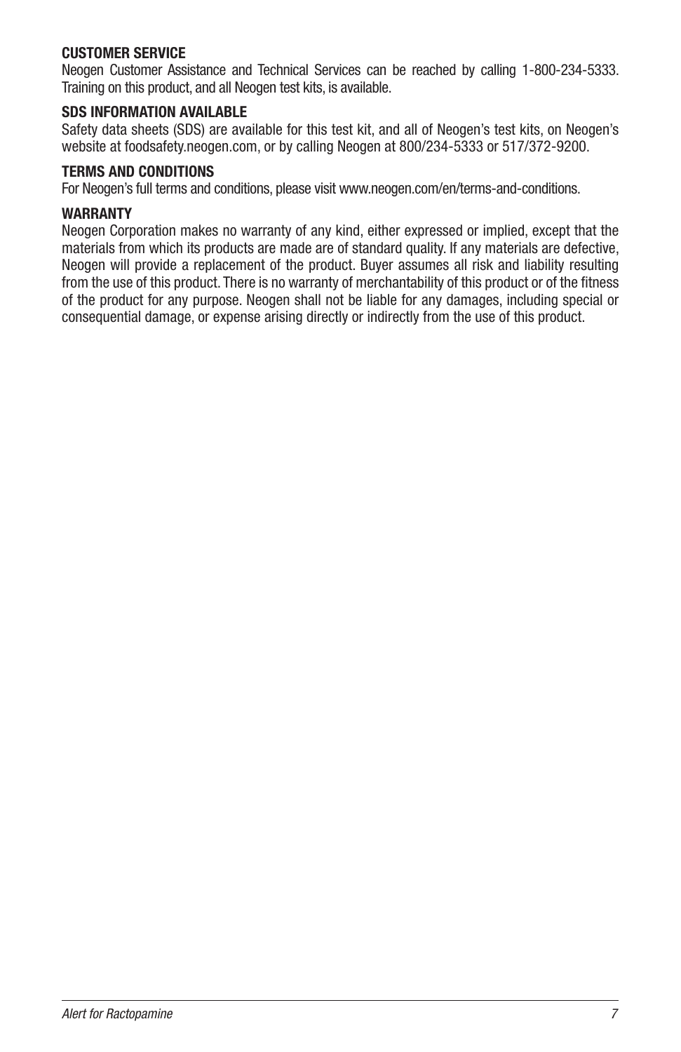**CUSTOMER SERVICE**
Neogen Customer Assistance and Technical Services can be reached by calling 1-800-234-5333. Training on this product, and all Neogen test kits, is available.

**SDS INFORMATION AVAILABLE**
Safety data sheets (SDS) are available for this test kit, and all of Neogen's test kits, on Neogen's website at foodsafety.neogen.com, or by calling Neogen at 800/234-5333 or 517/372-9200.

**TERMS AND CONDITIONS**
For Neogen's full terms and conditions, please visit www.neogen.com/en/terms-and-conditions.

**WARRANTY**
Neogen Corporation makes no warranty of any kind, either expressed or implied, except that the materials from which its products are made are of standard quality. If any materials are defective, Neogen will provide a replacement of the product. Buyer assumes all risk and liability resulting from the use of this product. There is no warranty of merchantability of this product or of the fitness of the product for any purpose. Neogen shall not be liable for any damages, including special or consequential damage, or expense arising directly or indirectly from the use of this product.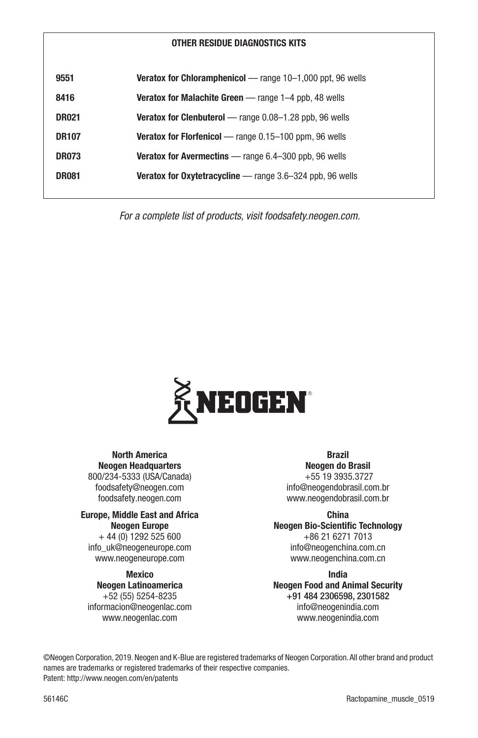## OTHER RESIDUE DIAGNOSTICS KITS

| | |
|---|---|
| **9551** | **Veratox for Chloramphenicol** — range 10–1,000 ppt, 96 wells |
| **8416** | **Veratox for Malachite Green** — range 1–4 ppb, 48 wells |
| **DR021** | **Veratox for Clenbuterol** — range 0.08–1.28 ppb, 96 wells |
| **DR107** | **Veratox for Florfenicol** — range 0.15–100 ppm, 96 wells |
| **DR073** | **Veratox for Avermectins** — range 6.4–300 ppb, 96 wells |
| **DR081** | **Veratox for Oxytetracycline** — range 3.6–324 ppb, 96 wells |

*For a complete list of products, visit foodsafety.neogen.com.*

NEOGEN®

**North America**
**Neogen Headquarters**
800/234-5333 (USA/Canada)
foodsafety@neogen.com
foodsafety.neogen.com

**Europe, Middle East and Africa**
**Neogen Europe**
+ 44 (0) 1292 525 600
info_uk@neogeneurope.com
www.neogeneurope.com

**Mexico**
**Neogen Latinoamerica**
+52 (55) 5254-8235
informacion@neogenlac.com
www.neogenlac.com

**Brazil**
**Neogen do Brasil**
+55 19 3935.3727
info@neogendobrasil.com.br
www.neogendobrasil.com.br

**China**
**Neogen Bio-Scientific Technology**
+86 21 6271 7013
info@neogenchina.com.cn
www.neogenchina.com.cn

**India**
**Neogen Food and Animal Security**
+91 484 2306598, 2301582
info@neogenindia.com
www.neogenindia.com

©Neogen Corporation, 2019. Neogen and K-Blue are registered trademarks of Neogen Corporation. All other brand and product names are trademarks or registered trademarks of their respective companies.
Patent: http://www.neogen.com/en/patents

56146C

Ractopamine_muscle_0519